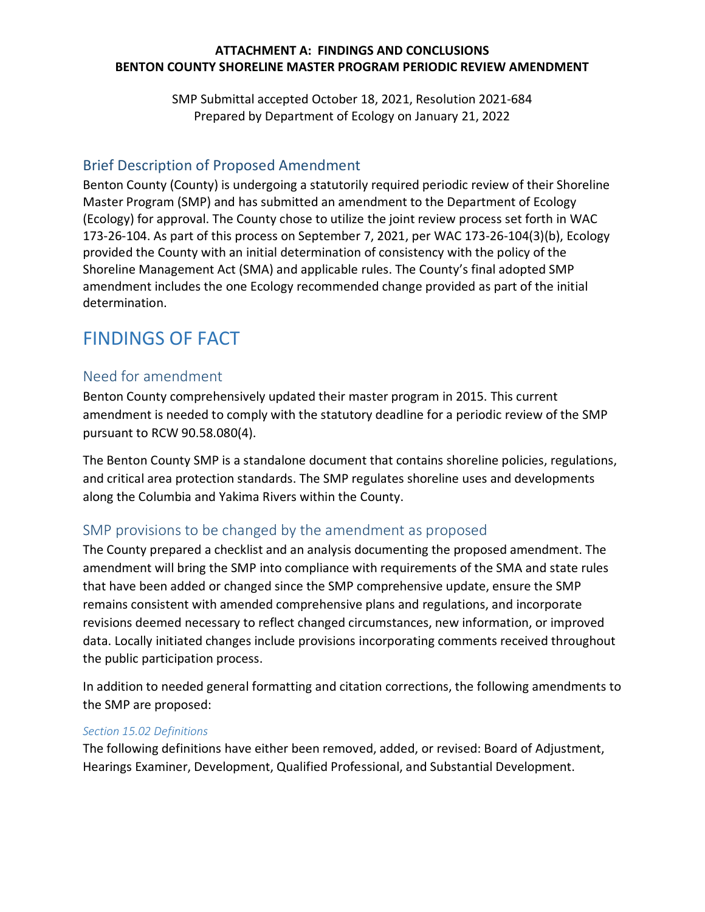**ATTACHMENT A: FINDINGS AND CONCLUSIONS**
**BENTON COUNTY SHORELINE MASTER PROGRAM PERIODIC REVIEW AMENDMENT**

SMP Submittal accepted October 18, 2021, Resolution 2021-684
Prepared by Department of Ecology on January 21, 2022

## Brief Description of Proposed Amendment

Benton County (County) is undergoing a statutorily required periodic review of their Shoreline Master Program (SMP) and has submitted an amendment to the Department of Ecology (Ecology) for approval. The County chose to utilize the joint review process set forth in WAC 173-26-104. As part of this process on September 7, 2021, per WAC 173-26-104(3)(b), Ecology provided the County with an initial determination of consistency with the policy of the Shoreline Management Act (SMA) and applicable rules. The County's final adopted SMP amendment includes the one Ecology recommended change provided as part of the initial determination.

# FINDINGS OF FACT

## Need for amendment

Benton County comprehensively updated their master program in 2015. This current amendment is needed to comply with the statutory deadline for a periodic review of the SMP pursuant to RCW 90.58.080(4).

The Benton County SMP is a standalone document that contains shoreline policies, regulations, and critical area protection standards. The SMP regulates shoreline uses and developments along the Columbia and Yakima Rivers within the County.

## SMP provisions to be changed by the amendment as proposed

The County prepared a checklist and an analysis documenting the proposed amendment. The amendment will bring the SMP into compliance with requirements of the SMA and state rules that have been added or changed since the SMP comprehensive update, ensure the SMP remains consistent with amended comprehensive plans and regulations, and incorporate revisions deemed necessary to reflect changed circumstances, new information, or improved data. Locally initiated changes include provisions incorporating comments received throughout the public participation process.

In addition to needed general formatting and citation corrections, the following amendments to the SMP are proposed:

*Section 15.02 Definitions*

The following definitions have either been removed, added, or revised: Board of Adjustment, Hearings Examiner, Development, Qualified Professional, and Substantial Development.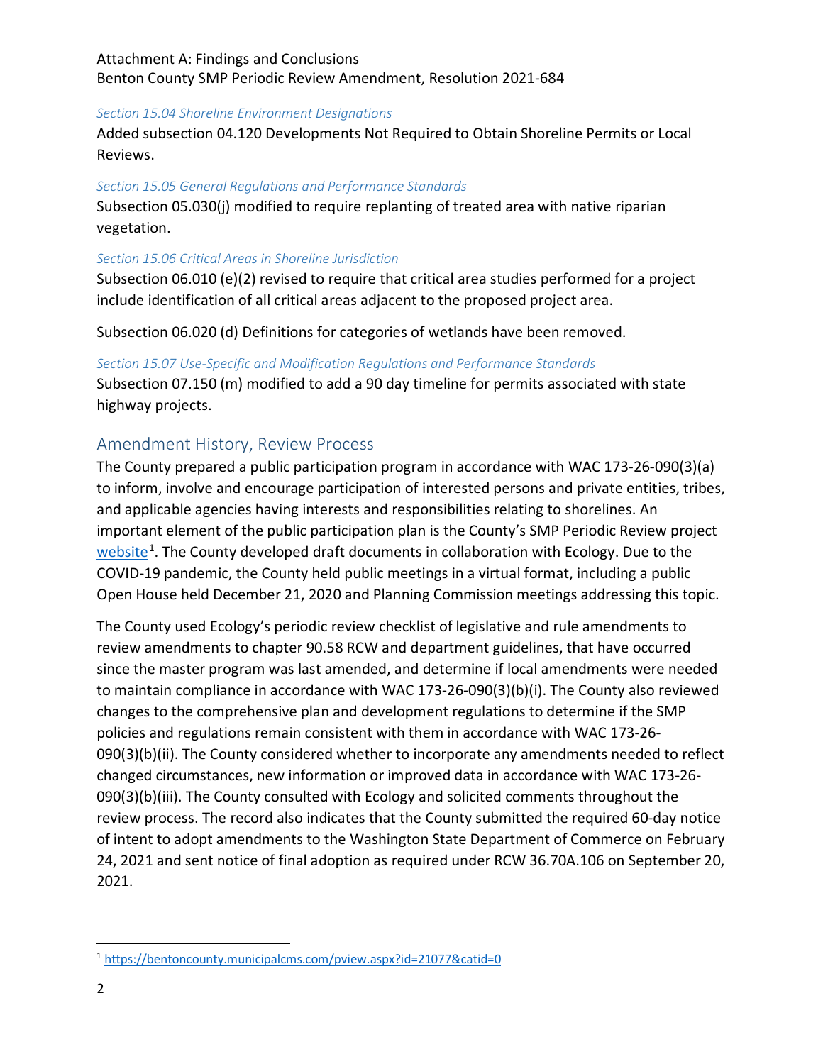*Section 15.04 Shoreline Environment Designations*

Added subsection 04.120 Developments Not Required to Obtain Shoreline Permits or Local Reviews.

*Section 15.05 General Regulations and Performance Standards*

Subsection 05.030(j) modified to require replanting of treated area with native riparian vegetation.

*Section 15.06 Critical Areas in Shoreline Jurisdiction*

Subsection 06.010 (e)(2) revised to require that critical area studies performed for a project include identification of all critical areas adjacent to the proposed project area.

Subsection 06.020 (d) Definitions for categories of wetlands have been removed.

*Section 15.07 Use-Specific and Modification Regulations and Performance Standards*

Subsection 07.150 (m) modified to add a 90 day timeline for permits associated with state highway projects.

## Amendment History, Review Process

The County prepared a public participation program in accordance with WAC 173-26-090(3)(a) to inform, involve and encourage participation of interested persons and private entities, tribes, and applicable agencies having interests and responsibilities relating to shorelines. An important element of the public participation plan is the County's SMP Periodic Review project website[1]. The County developed draft documents in collaboration with Ecology. Due to the COVID-19 pandemic, the County held public meetings in a virtual format, including a public Open House held December 21, 2020 and Planning Commission meetings addressing this topic.

The County used Ecology's periodic review checklist of legislative and rule amendments to review amendments to chapter 90.58 RCW and department guidelines, that have occurred since the master program was last amended, and determine if local amendments were needed to maintain compliance in accordance with WAC 173-26-090(3)(b)(i). The County also reviewed changes to the comprehensive plan and development regulations to determine if the SMP policies and regulations remain consistent with them in accordance with WAC 173-26-090(3)(b)(ii). The County considered whether to incorporate any amendments needed to reflect changed circumstances, new information or improved data in accordance with WAC 173-26-090(3)(b)(iii). The County consulted with Ecology and solicited comments throughout the review process. The record also indicates that the County submitted the required 60-day notice of intent to adopt amendments to the Washington State Department of Commerce on February 24, 2021 and sent notice of final adoption as required under RCW 36.70A.106 on September 20, 2021.

[1] https://bentoncounty.municipalcms.com/pview.aspx?id=21077&catid=0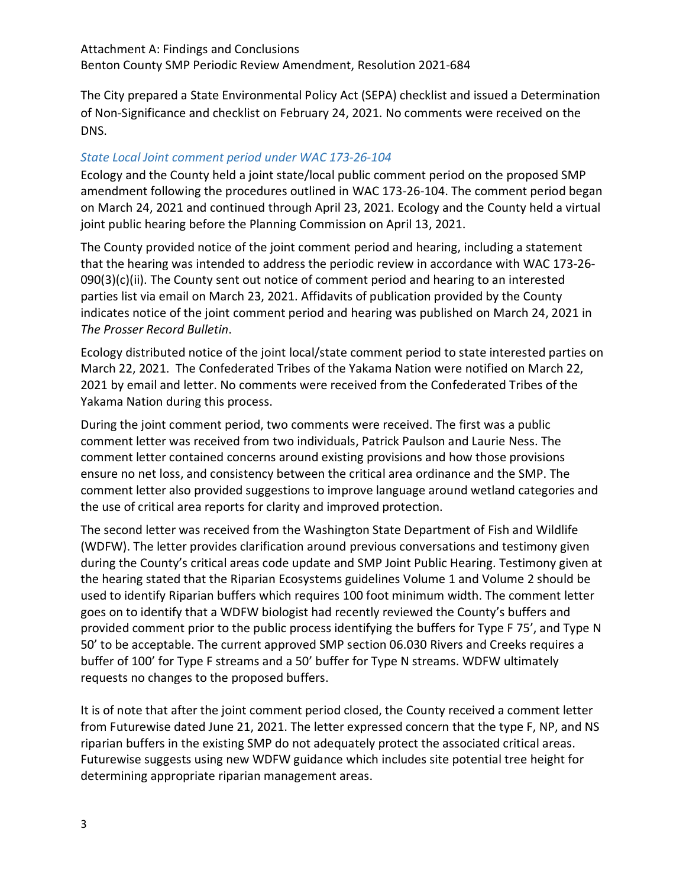The City prepared a State Environmental Policy Act (SEPA) checklist and issued a Determination of Non-Significance and checklist on February 24, 2021. No comments were received on the DNS.

### *State Local Joint comment period under WAC 173-26-104*

Ecology and the County held a joint state/local public comment period on the proposed SMP amendment following the procedures outlined in WAC 173-26-104. The comment period began on March 24, 2021 and continued through April 23, 2021. Ecology and the County held a virtual joint public hearing before the Planning Commission on April 13, 2021.

The County provided notice of the joint comment period and hearing, including a statement that the hearing was intended to address the periodic review in accordance with WAC 173-26-090(3)(c)(ii). The County sent out notice of comment period and hearing to an interested parties list via email on March 23, 2021. Affidavits of publication provided by the County indicates notice of the joint comment period and hearing was published on March 24, 2021 in *The Prosser Record Bulletin*.

Ecology distributed notice of the joint local/state comment period to state interested parties on March 22, 2021. The Confederated Tribes of the Yakama Nation were notified on March 22, 2021 by email and letter. No comments were received from the Confederated Tribes of the Yakama Nation during this process.

During the joint comment period, two comments were received. The first was a public comment letter was received from two individuals, Patrick Paulson and Laurie Ness. The comment letter contained concerns around existing provisions and how those provisions ensure no net loss, and consistency between the critical area ordinance and the SMP. The comment letter also provided suggestions to improve language around wetland categories and the use of critical area reports for clarity and improved protection.

The second letter was received from the Washington State Department of Fish and Wildlife (WDFW). The letter provides clarification around previous conversations and testimony given during the County's critical areas code update and SMP Joint Public Hearing. Testimony given at the hearing stated that the Riparian Ecosystems guidelines Volume 1 and Volume 2 should be used to identify Riparian buffers which requires 100 foot minimum width. The comment letter goes on to identify that a WDFW biologist had recently reviewed the County's buffers and provided comment prior to the public process identifying the buffers for Type F 75', and Type N 50' to be acceptable. The current approved SMP section 06.030 Rivers and Creeks requires a buffer of 100' for Type F streams and a 50' buffer for Type N streams. WDFW ultimately requests no changes to the proposed buffers.

It is of note that after the joint comment period closed, the County received a comment letter from Futurewise dated June 21, 2021. The letter expressed concern that the type F, NP, and NS riparian buffers in the existing SMP do not adequately protect the associated critical areas. Futurewise suggests using new WDFW guidance which includes site potential tree height for determining appropriate riparian management areas.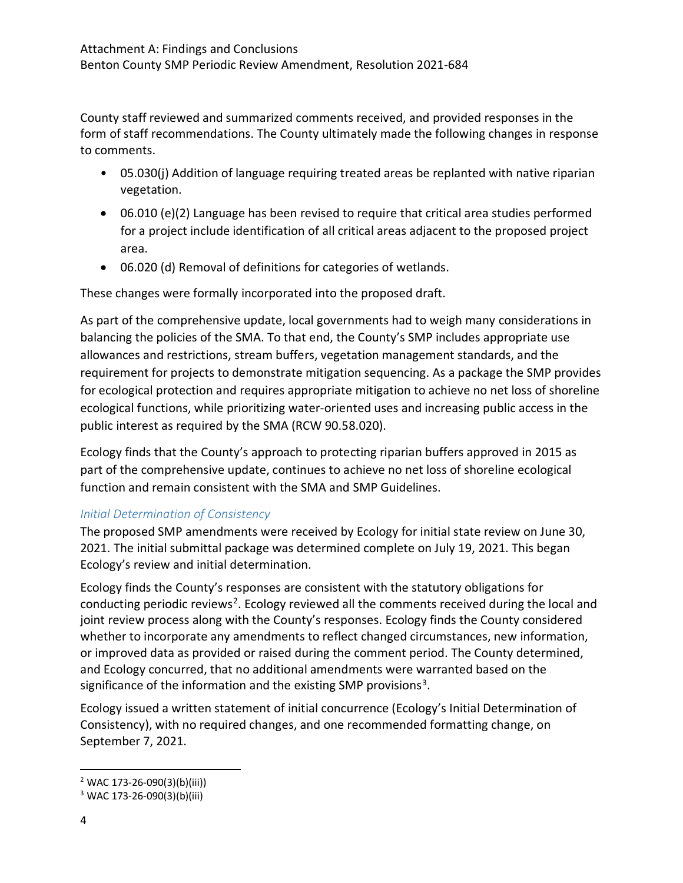County staff reviewed and summarized comments received, and provided responses in the form of staff recommendations. The County ultimately made the following changes in response to comments.

- 05.030(j) Addition of language requiring treated areas be replanted with native riparian vegetation.
- 06.010 (e)(2) Language has been revised to require that critical area studies performed for a project include identification of all critical areas adjacent to the proposed project area.
- 06.020 (d) Removal of definitions for categories of wetlands.

These changes were formally incorporated into the proposed draft.

As part of the comprehensive update, local governments had to weigh many considerations in balancing the policies of the SMA. To that end, the County's SMP includes appropriate use allowances and restrictions, stream buffers, vegetation management standards, and the requirement for projects to demonstrate mitigation sequencing. As a package the SMP provides for ecological protection and requires appropriate mitigation to achieve no net loss of shoreline ecological functions, while prioritizing water-oriented uses and increasing public access in the public interest as required by the SMA (RCW 90.58.020).

Ecology finds that the County's approach to protecting riparian buffers approved in 2015 as part of the comprehensive update, continues to achieve no net loss of shoreline ecological function and remain consistent with the SMA and SMP Guidelines.

### *Initial Determination of Consistency*

The proposed SMP amendments were received by Ecology for initial state review on June 30, 2021. The initial submittal package was determined complete on July 19, 2021. This began Ecology's review and initial determination.

Ecology finds the County's responses are consistent with the statutory obligations for conducting periodic reviews[2]. Ecology reviewed all the comments received during the local and joint review process along with the County's responses. Ecology finds the County considered whether to incorporate any amendments to reflect changed circumstances, new information, or improved data as provided or raised during the comment period. The County determined, and Ecology concurred, that no additional amendments were warranted based on the significance of the information and the existing SMP provisions[3].

Ecology issued a written statement of initial concurrence (Ecology's Initial Determination of Consistency), with no required changes, and one recommended formatting change, on September 7, 2021.

---

[2] WAC 173-26-090(3)(b)(iii))

[3] WAC 173-26-090(3)(b)(iii)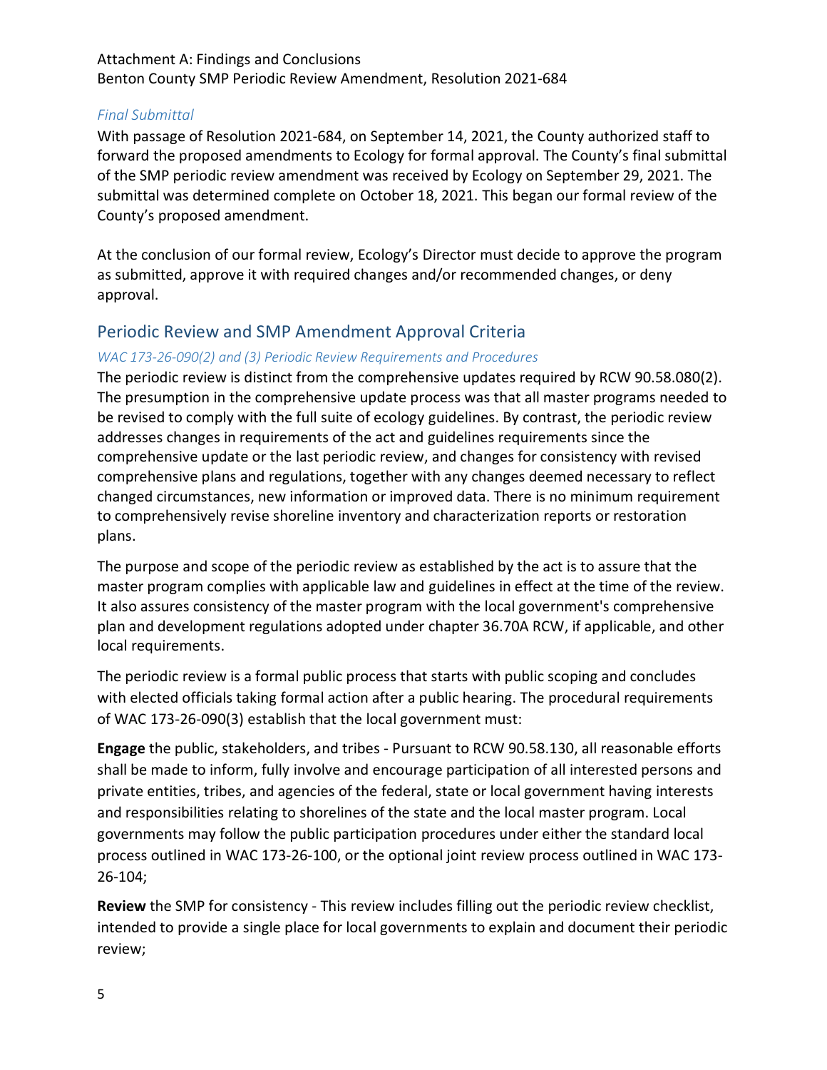*Final Submittal*

With passage of Resolution 2021-684, on September 14, 2021, the County authorized staff to forward the proposed amendments to Ecology for formal approval. The County's final submittal of the SMP periodic review amendment was received by Ecology on September 29, 2021. The submittal was determined complete on October 18, 2021. This began our formal review of the County's proposed amendment.

At the conclusion of our formal review, Ecology's Director must decide to approve the program as submitted, approve it with required changes and/or recommended changes, or deny approval.

## Periodic Review and SMP Amendment Approval Criteria

*WAC 173-26-090(2) and (3) Periodic Review Requirements and Procedures*

The periodic review is distinct from the comprehensive updates required by RCW 90.58.080(2). The presumption in the comprehensive update process was that all master programs needed to be revised to comply with the full suite of ecology guidelines. By contrast, the periodic review addresses changes in requirements of the act and guidelines requirements since the comprehensive update or the last periodic review, and changes for consistency with revised comprehensive plans and regulations, together with any changes deemed necessary to reflect changed circumstances, new information or improved data. There is no minimum requirement to comprehensively revise shoreline inventory and characterization reports or restoration plans.

The purpose and scope of the periodic review as established by the act is to assure that the master program complies with applicable law and guidelines in effect at the time of the review. It also assures consistency of the master program with the local government's comprehensive plan and development regulations adopted under chapter 36.70A RCW, if applicable, and other local requirements.

The periodic review is a formal public process that starts with public scoping and concludes with elected officials taking formal action after a public hearing. The procedural requirements of WAC 173-26-090(3) establish that the local government must:

**Engage** the public, stakeholders, and tribes - Pursuant to RCW 90.58.130, all reasonable efforts shall be made to inform, fully involve and encourage participation of all interested persons and private entities, tribes, and agencies of the federal, state or local government having interests and responsibilities relating to shorelines of the state and the local master program. Local governments may follow the public participation procedures under either the standard local process outlined in WAC 173-26-100, or the optional joint review process outlined in WAC 173-26-104;

**Review** the SMP for consistency - This review includes filling out the periodic review checklist, intended to provide a single place for local governments to explain and document their periodic review;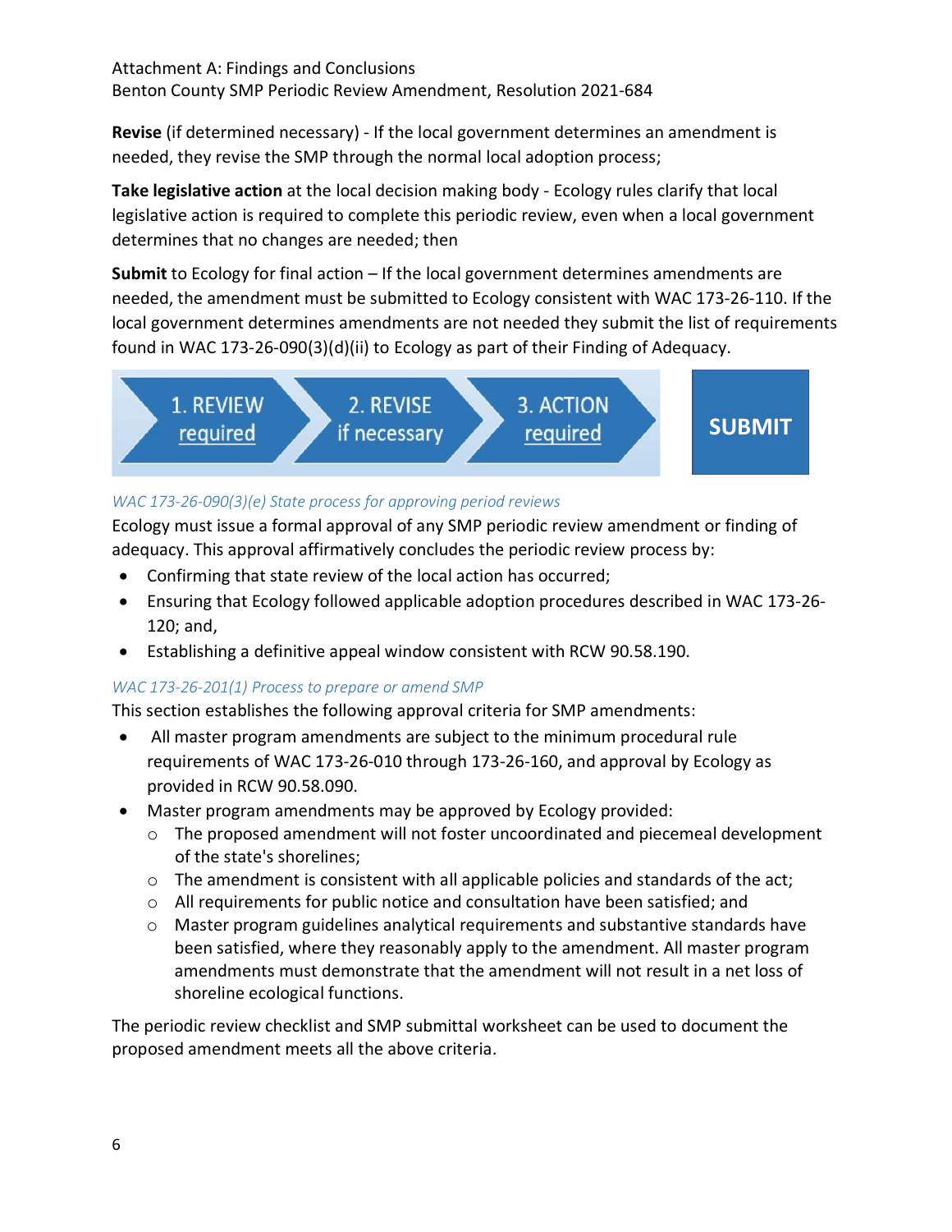**Revise** (if determined necessary) - If the local government determines an amendment is needed, they revise the SMP through the normal local adoption process;

**Take legislative action** at the local decision making body - Ecology rules clarify that local legislative action is required to complete this periodic review, even when a local government determines that no changes are needed; then

**Submit** to Ecology for final action – If the local government determines amendments are needed, the amendment must be submitted to Ecology consistent with WAC 173-26-110. If the local government determines amendments are not needed they submit the list of requirements found in WAC 173-26-090(3)(d)(ii) to Ecology as part of their Finding of Adequacy.

1. REVIEW required → 2. REVISE if necessary → 3. ACTION required → **SUBMIT**

*WAC 173-26-090(3)(e) State process for approving period reviews*

Ecology must issue a formal approval of any SMP periodic review amendment or finding of adequacy. This approval affirmatively concludes the periodic review process by:

- Confirming that state review of the local action has occurred;
- Ensuring that Ecology followed applicable adoption procedures described in WAC 173-26-120; and,
- Establishing a definitive appeal window consistent with RCW 90.58.190.

*WAC 173-26-201(1) Process to prepare or amend SMP*

This section establishes the following approval criteria for SMP amendments:

- All master program amendments are subject to the minimum procedural rule requirements of WAC 173-26-010 through 173-26-160, and approval by Ecology as provided in RCW 90.58.090.
- Master program amendments may be approved by Ecology provided:
  - The proposed amendment will not foster uncoordinated and piecemeal development of the state's shorelines;
  - The amendment is consistent with all applicable policies and standards of the act;
  - All requirements for public notice and consultation have been satisfied; and
  - Master program guidelines analytical requirements and substantive standards have been satisfied, where they reasonably apply to the amendment. All master program amendments must demonstrate that the amendment will not result in a net loss of shoreline ecological functions.

The periodic review checklist and SMP submittal worksheet can be used to document the proposed amendment meets all the above criteria.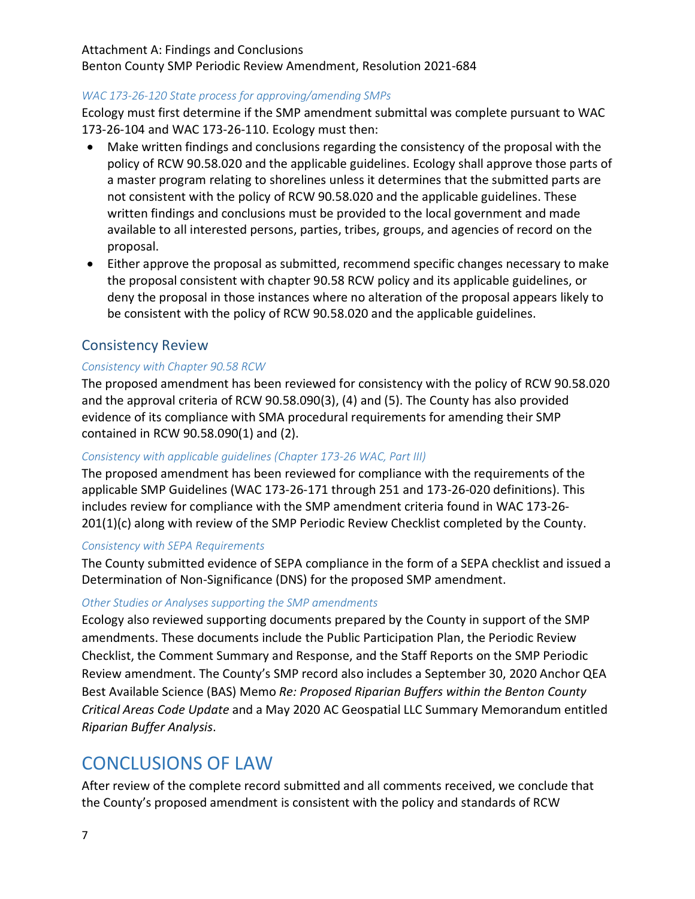*WAC 173-26-120 State process for approving/amending SMPs*

Ecology must first determine if the SMP amendment submittal was complete pursuant to WAC 173-26-104 and WAC 173-26-110. Ecology must then:

- Make written findings and conclusions regarding the consistency of the proposal with the policy of RCW 90.58.020 and the applicable guidelines. Ecology shall approve those parts of a master program relating to shorelines unless it determines that the submitted parts are not consistent with the policy of RCW 90.58.020 and the applicable guidelines. These written findings and conclusions must be provided to the local government and made available to all interested persons, parties, tribes, groups, and agencies of record on the proposal.
- Either approve the proposal as submitted, recommend specific changes necessary to make the proposal consistent with chapter 90.58 RCW policy and its applicable guidelines, or deny the proposal in those instances where no alteration of the proposal appears likely to be consistent with the policy of RCW 90.58.020 and the applicable guidelines.

## Consistency Review

*Consistency with Chapter 90.58 RCW*

The proposed amendment has been reviewed for consistency with the policy of RCW 90.58.020 and the approval criteria of RCW 90.58.090(3), (4) and (5). The County has also provided evidence of its compliance with SMA procedural requirements for amending their SMP contained in RCW 90.58.090(1) and (2).

*Consistency with applicable guidelines (Chapter 173-26 WAC, Part III)*

The proposed amendment has been reviewed for compliance with the requirements of the applicable SMP Guidelines (WAC 173-26-171 through 251 and 173-26-020 definitions). This includes review for compliance with the SMP amendment criteria found in WAC 173-26-201(1)(c) along with review of the SMP Periodic Review Checklist completed by the County.

*Consistency with SEPA Requirements*

The County submitted evidence of SEPA compliance in the form of a SEPA checklist and issued a Determination of Non-Significance (DNS) for the proposed SMP amendment.

*Other Studies or Analyses supporting the SMP amendments*

Ecology also reviewed supporting documents prepared by the County in support of the SMP amendments. These documents include the Public Participation Plan, the Periodic Review Checklist, the Comment Summary and Response, and the Staff Reports on the SMP Periodic Review amendment. The County's SMP record also includes a September 30, 2020 Anchor QEA Best Available Science (BAS) Memo *Re: Proposed Riparian Buffers within the Benton County Critical Areas Code Update* and a May 2020 AC Geospatial LLC Summary Memorandum entitled *Riparian Buffer Analysis*.

# CONCLUSIONS OF LAW

After review of the complete record submitted and all comments received, we conclude that the County's proposed amendment is consistent with the policy and standards of RCW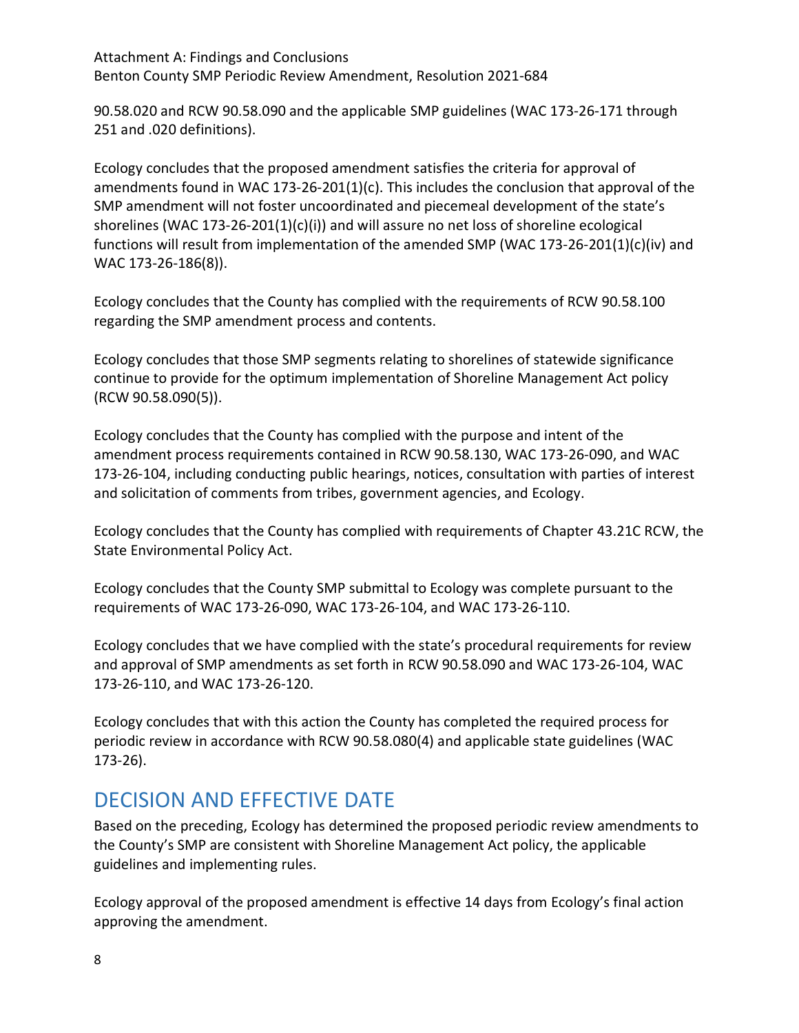90.58.020 and RCW 90.58.090 and the applicable SMP guidelines (WAC 173-26-171 through 251 and .020 definitions).

Ecology concludes that the proposed amendment satisfies the criteria for approval of amendments found in WAC 173-26-201(1)(c). This includes the conclusion that approval of the SMP amendment will not foster uncoordinated and piecemeal development of the state's shorelines (WAC 173-26-201(1)(c)(i)) and will assure no net loss of shoreline ecological functions will result from implementation of the amended SMP (WAC 173-26-201(1)(c)(iv) and WAC 173-26-186(8)).

Ecology concludes that the County has complied with the requirements of RCW 90.58.100 regarding the SMP amendment process and contents.

Ecology concludes that those SMP segments relating to shorelines of statewide significance continue to provide for the optimum implementation of Shoreline Management Act policy (RCW 90.58.090(5)).

Ecology concludes that the County has complied with the purpose and intent of the amendment process requirements contained in RCW 90.58.130, WAC 173-26-090, and WAC 173-26-104, including conducting public hearings, notices, consultation with parties of interest and solicitation of comments from tribes, government agencies, and Ecology.

Ecology concludes that the County has complied with requirements of Chapter 43.21C RCW, the State Environmental Policy Act.

Ecology concludes that the County SMP submittal to Ecology was complete pursuant to the requirements of WAC 173-26-090, WAC 173-26-104, and WAC 173-26-110.

Ecology concludes that we have complied with the state's procedural requirements for review and approval of SMP amendments as set forth in RCW 90.58.090 and WAC 173-26-104, WAC 173-26-110, and WAC 173-26-120.

Ecology concludes that with this action the County has completed the required process for periodic review in accordance with RCW 90.58.080(4) and applicable state guidelines (WAC 173-26).

## DECISION AND EFFECTIVE DATE

Based on the preceding, Ecology has determined the proposed periodic review amendments to the County's SMP are consistent with Shoreline Management Act policy, the applicable guidelines and implementing rules.

Ecology approval of the proposed amendment is effective 14 days from Ecology's final action approving the amendment.